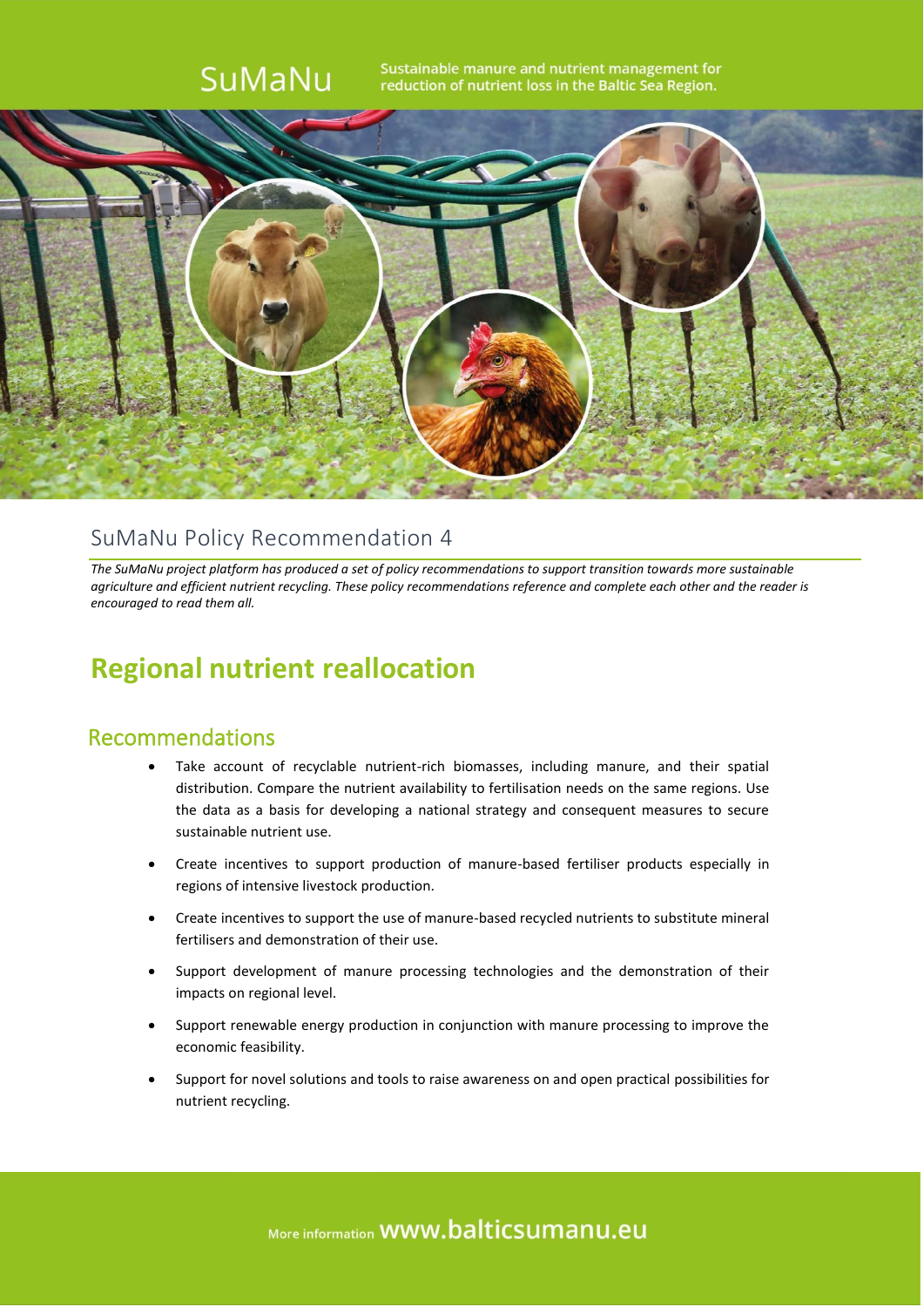SuMaNu

Sustainable manure and nutrient management for reduction of nutrient loss in the Baltic Sea Region.

## SuMaNu Policy Recommendation 4

*The SuMaNu project platform has produced a set of policy recommendations to support transition towards more sustainable agriculture and efficient nutrient recycling. These policy recommendations reference and complete each other and the reader is encouraged to read them all.*

# Regional nutrient reallocation

## Recommendations

- Take account of recyclable nutrient-rich biomasses, including manure, and their spatial distribution. Compare the nutrient availability to fertilisation needs on the same regions. Use the data as a basis for developing a national strategy and consequent measures to secure sustainable nutrient use.
- Create incentives to support production of manure-based fertiliser products especially in regions of intensive livestock production.
- Create incentives to support the use of manure-based recycled nutrients to substitute mineral fertilisers and demonstration of their use.
- Support development of manure processing technologies and the demonstration of their impacts on regional level.
- Support renewable energy production in conjunction with manure processing to improve the economic feasibility.
- Support for novel solutions and tools to raise awareness on and open practical possibilities for nutrient recycling.

More information www.balticsumanu.eu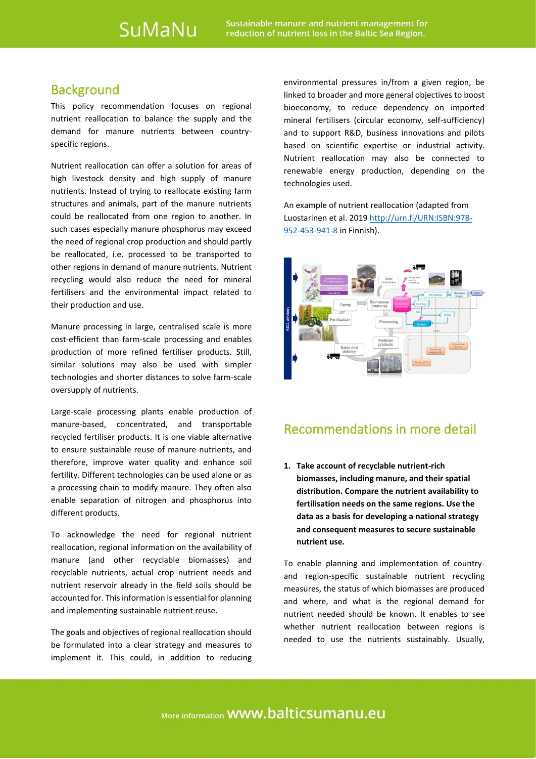## Background

This policy recommendation focuses on regional nutrient reallocation to balance the supply and the demand for manure nutrients between country-specific regions.

Nutrient reallocation can offer a solution for areas of high livestock density and high supply of manure nutrients. Instead of trying to reallocate existing farm structures and animals, part of the manure nutrients could be reallocated from one region to another. In such cases especially manure phosphorus may exceed the need of regional crop production and should partly be reallocated, i.e. processed to be transported to other regions in demand of manure nutrients. Nutrient recycling would also reduce the need for mineral fertilisers and the environmental impact related to their production and use.

Manure processing in large, centralised scale is more cost-efficient than farm-scale processing and enables production of more refined fertiliser products. Still, similar solutions may also be used with simpler technologies and shorter distances to solve farm-scale oversupply of nutrients.

Large-scale processing plants enable production of manure-based, concentrated, and transportable recycled fertiliser products. It is one viable alternative to ensure sustainable reuse of manure nutrients, and therefore, improve water quality and enhance soil fertility. Different technologies can be used alone or as a processing chain to modify manure. They often also enable separation of nitrogen and phosphorus into different products.

To acknowledge the need for regional nutrient reallocation, regional information on the availability of manure (and other recyclable biomasses) and recyclable nutrients, actual crop nutrient needs and nutrient reservoir already in the field soils should be accounted for. This information is essential for planning and implementing sustainable nutrient reuse.

The goals and objectives of regional reallocation should be formulated into a clear strategy and measures to implement it. This could, in addition to reducing environmental pressures in/from a given region, be linked to broader and more general objectives to boost bioeconomy, to reduce dependency on imported mineral fertilisers (circular economy, self-sufficiency) and to support R&D, business innovations and pilots based on scientific expertise or industrial activity. Nutrient reallocation may also be connected to renewable energy production, depending on the technologies used.

An example of nutrient reallocation (adapted from Luostarinen et al. 2019 http://urn.fi/URN:ISBN:978-952-453-941-8 in Finnish).

## Recommendations in more detail

1. **Take account of recyclable nutrient-rich biomasses, including manure, and their spatial distribution. Compare the nutrient availability to fertilisation needs on the same regions. Use the data as a basis for developing a national strategy and consequent measures to secure sustainable nutrient use.**

To enable planning and implementation of country- and region-specific sustainable nutrient recycling measures, the status of which biomasses are produced and where, and what is the regional demand for nutrient needed should be known. It enables to see whether nutrient reallocation between regions is needed to use the nutrients sustainably. Usually,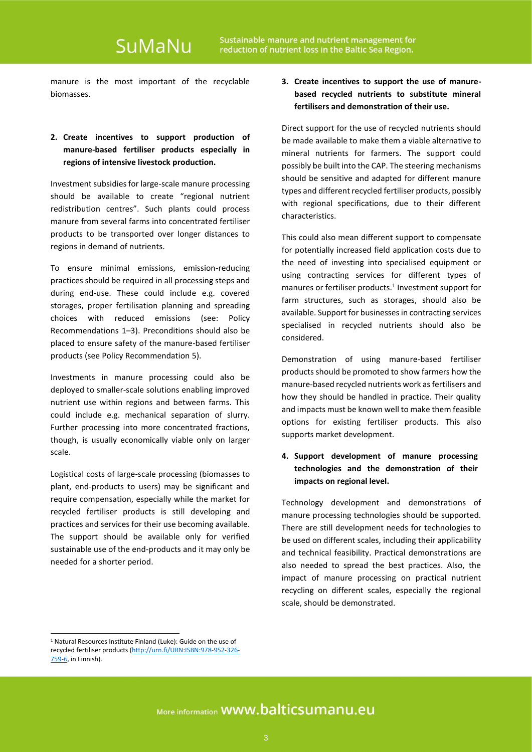manure is the most important of the recyclable biomasses.

**2. Create incentives to support production of manure-based fertiliser products especially in regions of intensive livestock production.**

Investment subsidies for large-scale manure processing should be available to create "regional nutrient redistribution centres". Such plants could process manure from several farms into concentrated fertiliser products to be transported over longer distances to regions in demand of nutrients.

To ensure minimal emissions, emission-reducing practices should be required in all processing steps and during end-use. These could include e.g. covered storages, proper fertilisation planning and spreading choices with reduced emissions (see: Policy Recommendations 1–3). Preconditions should also be placed to ensure safety of the manure-based fertiliser products (see Policy Recommendation 5).

Investments in manure processing could also be deployed to smaller-scale solutions enabling improved nutrient use within regions and between farms. This could include e.g. mechanical separation of slurry. Further processing into more concentrated fractions, though, is usually economically viable only on larger scale.

Logistical costs of large-scale processing (biomasses to plant, end-products to users) may be significant and require compensation, especially while the market for recycled fertiliser products is still developing and practices and services for their use becoming available. The support should be available only for verified sustainable use of the end-products and it may only be needed for a shorter period.

**3. Create incentives to support the use of manure-based recycled nutrients to substitute mineral fertilisers and demonstration of their use.**

Direct support for the use of recycled nutrients should be made available to make them a viable alternative to mineral nutrients for farmers. The support could possibly be built into the CAP. The steering mechanisms should be sensitive and adapted for different manure types and different recycled fertiliser products, possibly with regional specifications, due to their different characteristics.

This could also mean different support to compensate for potentially increased field application costs due to the need of investing into specialised equipment or using contracting services for different types of manures or fertiliser products.[1] Investment support for farm structures, such as storages, should also be available. Support for businesses in contracting services specialised in recycled nutrients should also be considered.

Demonstration of using manure-based fertiliser products should be promoted to show farmers how the manure-based recycled nutrients work as fertilisers and how they should be handled in practice. Their quality and impacts must be known well to make them feasible options for existing fertiliser products. This also supports market development.

**4. Support development of manure processing technologies and the demonstration of their impacts on regional level.**

Technology development and demonstrations of manure processing technologies should be supported. There are still development needs for technologies to be used on different scales, including their applicability and technical feasibility. Practical demonstrations are also needed to spread the best practices. Also, the impact of manure processing on practical nutrient recycling on different scales, especially the regional scale, should be demonstrated.

---

[1] Natural Resources Institute Finland (Luke): Guide on the use of recycled fertiliser products (http://urn.fi/URN:ISBN:978-952-326-759-6, in Finnish).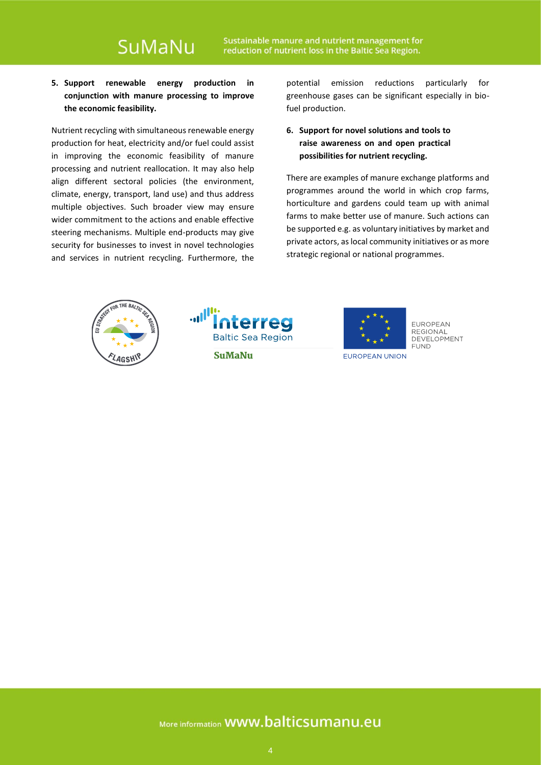**5. Support renewable energy production in conjunction with manure processing to improve the economic feasibility.**

Nutrient recycling with simultaneous renewable energy production for heat, electricity and/or fuel could assist in improving the economic feasibility of manure processing and nutrient reallocation. It may also help align different sectoral policies (the environment, climate, energy, transport, land use) and thus address multiple objectives. Such broader view may ensure wider commitment to the actions and enable effective steering mechanisms. Multiple end-products may give security for businesses to invest in novel technologies and services in nutrient recycling. Furthermore, the potential emission reductions particularly for greenhouse gases can be significant especially in bio-fuel production.

**6. Support for novel solutions and tools to raise awareness on and open practical possibilities for nutrient recycling.**

There are examples of manure exchange platforms and programmes around the world in which crop farms, horticulture and gardens could team up with animal farms to make better use of manure. Such actions can be supported e.g. as voluntary initiatives by market and private actors, as local community initiatives or as more strategic regional or national programmes.

More information www.balticsumanu.eu